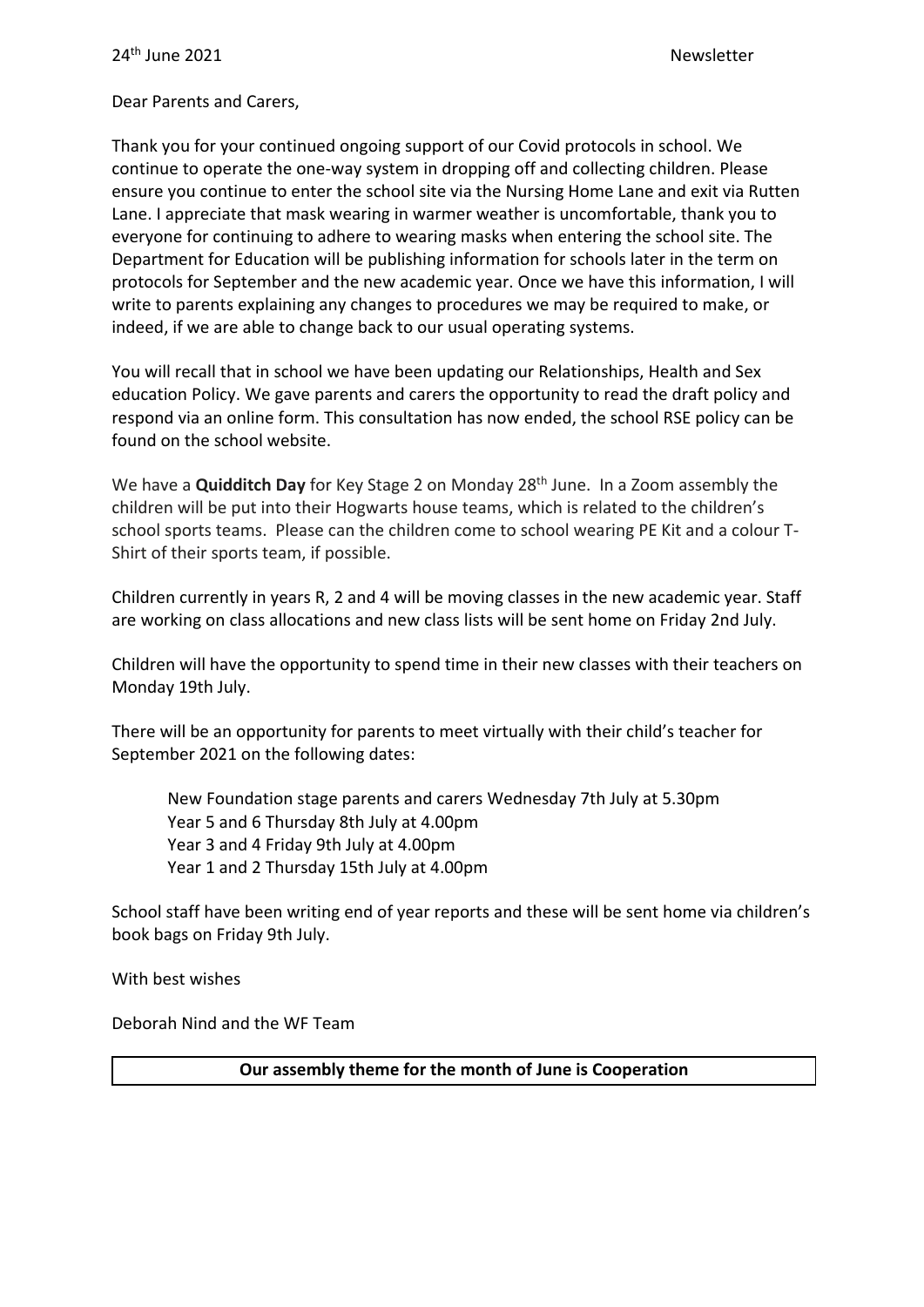24th June 2021 Newsletter

Dear Parents and Carers,

Thank you for your continued ongoing support of our Covid protocols in school. We continue to operate the one-way system in dropping off and collecting children. Please ensure you continue to enter the school site via the Nursing Home Lane and exit via Rutten Lane. I appreciate that mask wearing in warmer weather is uncomfortable, thank you to everyone for continuing to adhere to wearing masks when entering the school site. The Department for Education will be publishing information for schools later in the term on protocols for September and the new academic year. Once we have this information, I will write to parents explaining any changes to procedures we may be required to make, or indeed, if we are able to change back to our usual operating systems.

You will recall that in school we have been updating our Relationships, Health and Sex education Policy. We gave parents and carers the opportunity to read the draft policy and respond via an online form. This consultation has now ended, the school RSE policy can be found on the school website.

We have a **Quidditch Day** for Key Stage 2 on Monday 28th June. In a Zoom assembly the children will be put into their Hogwarts house teams, which is related to the children's school sports teams. Please can the children come to school wearing PE Kit and a colour T-Shirt of their sports team, if possible.

Children currently in years R, 2 and 4 will be moving classes in the new academic year. Staff are working on class allocations and new class lists will be sent home on Friday 2nd July.

Children will have the opportunity to spend time in their new classes with their teachers on Monday 19th July.

There will be an opportunity for parents to meet virtually with their child's teacher for September 2021 on the following dates:

New Foundation stage parents and carers Wednesday 7th July at 5.30pm
Year 5 and 6 Thursday 8th July at 4.00pm
Year 3 and 4 Friday 9th July at 4.00pm
Year 1 and 2 Thursday 15th July at 4.00pm

School staff have been writing end of year reports and these will be sent home via children's book bags on Friday 9th July.

With best wishes

Deborah Nind and the WF Team

**Our assembly theme for the month of June is Cooperation**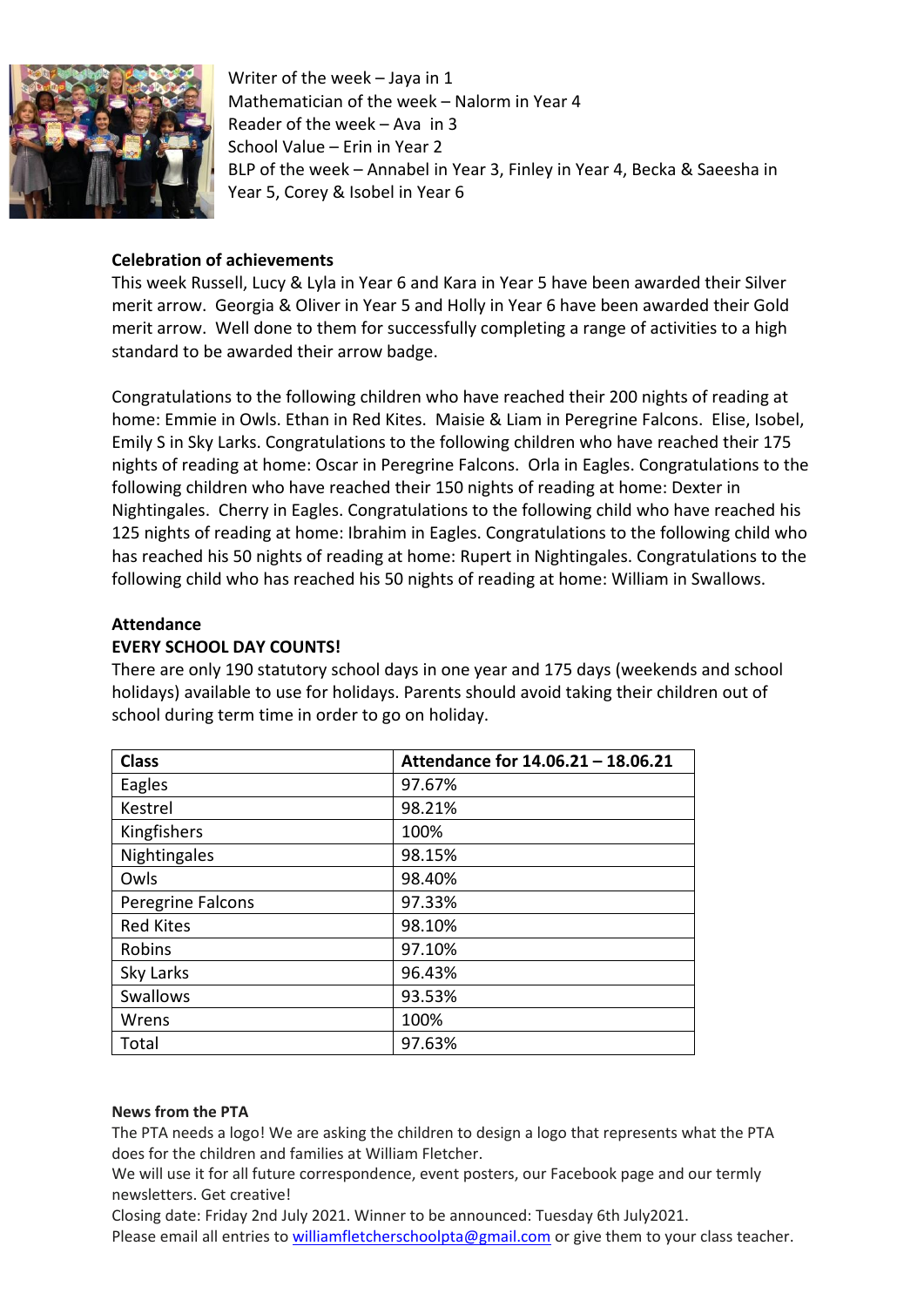Writer of the week – Jaya in 1
Mathematician of the week – Nalorm in Year 4
Reader of the week – Ava in 3
School Value – Erin in Year 2
BLP of the week – Annabel in Year 3, Finley in Year 4, Becka & Saeesha in Year 5, Corey & Isobel in Year 6

**Celebration of achievements**

This week Russell, Lucy & Lyla in Year 6 and Kara in Year 5 have been awarded their Silver merit arrow. Georgia & Oliver in Year 5 and Holly in Year 6 have been awarded their Gold merit arrow. Well done to them for successfully completing a range of activities to a high standard to be awarded their arrow badge.

Congratulations to the following children who have reached their 200 nights of reading at home: Emmie in Owls. Ethan in Red Kites. Maisie & Liam in Peregrine Falcons. Elise, Isobel, Emily S in Sky Larks. Congratulations to the following children who have reached their 175 nights of reading at home: Oscar in Peregrine Falcons. Orla in Eagles. Congratulations to the following children who have reached their 150 nights of reading at home: Dexter in Nightingales. Cherry in Eagles. Congratulations to the following child who have reached his 125 nights of reading at home: Ibrahim in Eagles. Congratulations to the following child who has reached his 50 nights of reading at home: Rupert in Nightingales. Congratulations to the following child who has reached his 50 nights of reading at home: William in Swallows.

**Attendance**

**EVERY SCHOOL DAY COUNTS!**

There are only 190 statutory school days in one year and 175 days (weekends and school holidays) available to use for holidays. Parents should avoid taking their children out of school during term time in order to go on holiday.

| Class | Attendance for 14.06.21 – 18.06.21 |
|---|---|
| Eagles | 97.67% |
| Kestrel | 98.21% |
| Kingfishers | 100% |
| Nightingales | 98.15% |
| Owls | 98.40% |
| Peregrine Falcons | 97.33% |
| Red Kites | 98.10% |
| Robins | 97.10% |
| Sky Larks | 96.43% |
| Swallows | 93.53% |
| Wrens | 100% |
| Total | 97.63% |

**News from the PTA**

The PTA needs a logo! We are asking the children to design a logo that represents what the PTA does for the children and families at William Fletcher.

We will use it for all future correspondence, event posters, our Facebook page and our termly newsletters. Get creative!

Closing date: Friday 2nd July 2021. Winner to be announced: Tuesday 6th July2021.

Please email all entries to williamfletcherschoolpta@gmail.com or give them to your class teacher.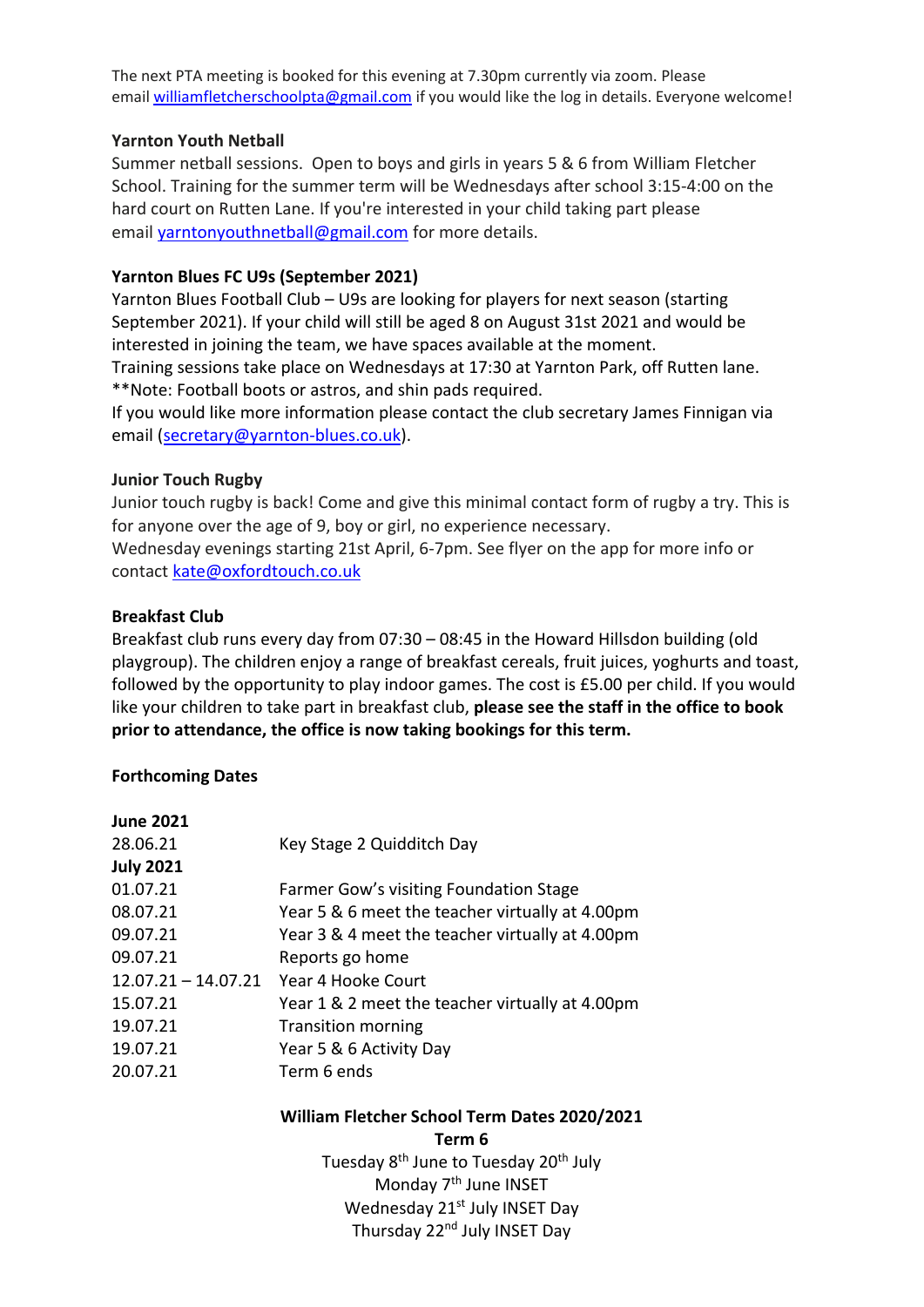The next PTA meeting is booked for this evening at 7.30pm currently via zoom. Please email williamfletcherschoolpta@gmail.com if you would like the log in details. Everyone welcome!

**Yarnton Youth Netball**

Summer netball sessions. Open to boys and girls in years 5 & 6 from William Fletcher School. Training for the summer term will be Wednesdays after school 3:15-4:00 on the hard court on Rutten Lane. If you're interested in your child taking part please email yarntonyouthnetball@gmail.com for more details.

**Yarnton Blues FC U9s (September 2021)**

Yarnton Blues Football Club – U9s are looking for players for next season (starting September 2021). If your child will still be aged 8 on August 31st 2021 and would be interested in joining the team, we have spaces available at the moment.
Training sessions take place on Wednesdays at 17:30 at Yarnton Park, off Rutten lane.
**Note: Football boots or astros, and shin pads required.
If you would like more information please contact the club secretary James Finnigan via email (secretary@yarnton-blues.co.uk).

**Junior Touch Rugby**

Junior touch rugby is back! Come and give this minimal contact form of rugby a try. This is for anyone over the age of 9, boy or girl, no experience necessary.
Wednesday evenings starting 21st April, 6-7pm. See flyer on the app for more info or contact kate@oxfordtouch.co.uk

**Breakfast Club**

Breakfast club runs every day from 07:30 – 08:45 in the Howard Hillsdon building (old playgroup). The children enjoy a range of breakfast cereals, fruit juices, yoghurts and toast, followed by the opportunity to play indoor games. The cost is £5.00 per child. If you would like your children to take part in breakfast club, **please see the staff in the office to book prior to attendance, the office is now taking bookings for this term.**

**Forthcoming Dates**

| | |
|---|---|
| **June 2021** | |
| 28.06.21 | Key Stage 2 Quidditch Day |
| **July 2021** | |
| 01.07.21 | Farmer Gow's visiting Foundation Stage |
| 08.07.21 | Year 5 & 6 meet the teacher virtually at 4.00pm |
| 09.07.21 | Year 3 & 4 meet the teacher virtually at 4.00pm |
| 09.07.21 | Reports go home |
| 12.07.21 – 14.07.21 | Year 4 Hooke Court |
| 15.07.21 | Year 1 & 2 meet the teacher virtually at 4.00pm |
| 19.07.21 | Transition morning |
| 19.07.21 | Year 5 & 6 Activity Day |
| 20.07.21 | Term 6 ends |

**William Fletcher School Term Dates 2020/2021**

**Term 6**

Tuesday 8th June to Tuesday 20th July

Monday 7th June INSET

Wednesday 21st July INSET Day

Thursday 22nd July INSET Day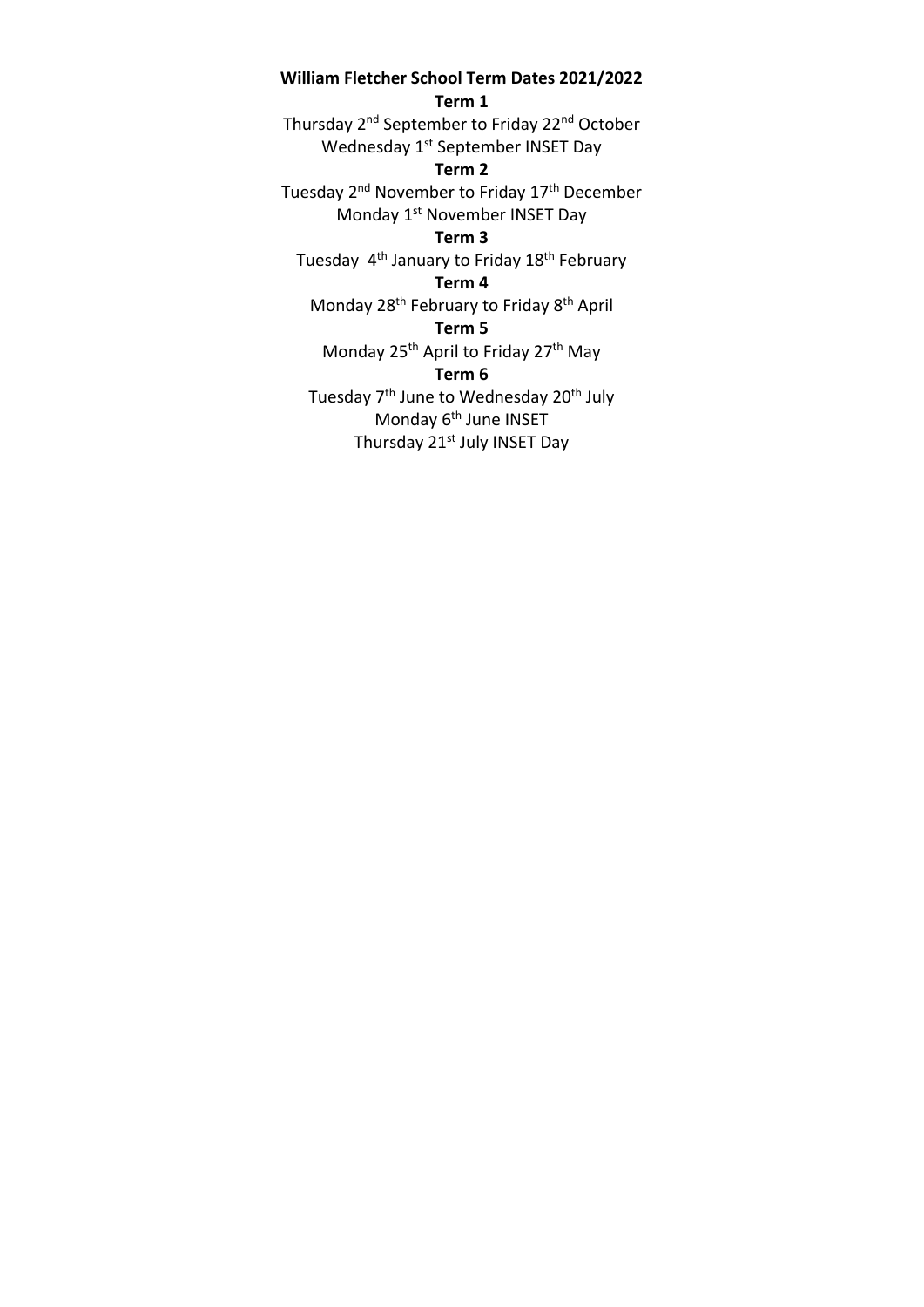**William Fletcher School Term Dates 2021/2022**

**Term 1**

Thursday 2nd September to Friday 22nd October

Wednesday 1st September INSET Day

**Term 2**

Tuesday 2nd November to Friday 17th December

Monday 1st November INSET Day

**Term 3**

Tuesday 4th January to Friday 18th February

**Term 4**

Monday 28th February to Friday 8th April

**Term 5**

Monday 25th April to Friday 27th May

**Term 6**

Tuesday 7th June to Wednesday 20th July

Monday 6th June INSET

Thursday 21st July INSET Day